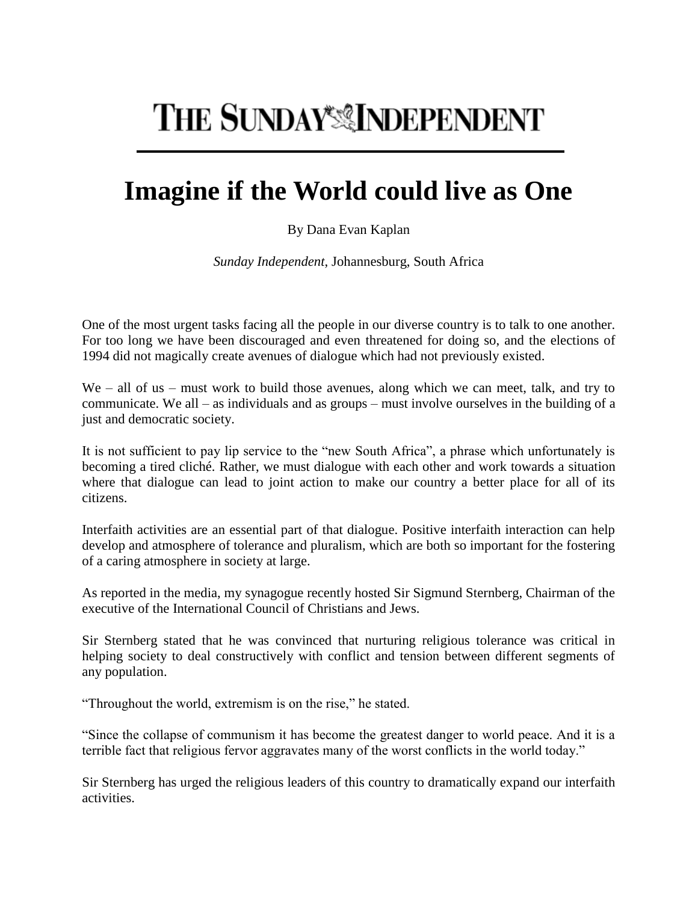# THE SUNDAY INDEPENDENT

# Imagine if the World could live as One

By Dana Evan Kaplan

*Sunday Independent*, Johannesburg, South Africa

One of the most urgent tasks facing all the people in our diverse country is to talk to one another. For too long we have been discouraged and even threatened for doing so, and the elections of 1994 did not magically create avenues of dialogue which had not previously existed.

We – all of us – must work to build those avenues, along which we can meet, talk, and try to communicate. We all – as individuals and as groups – must involve ourselves in the building of a just and democratic society.

It is not sufficient to pay lip service to the "new South Africa", a phrase which unfortunately is becoming a tired cliché. Rather, we must dialogue with each other and work towards a situation where that dialogue can lead to joint action to make our country a better place for all of its citizens.

Interfaith activities are an essential part of that dialogue. Positive interfaith interaction can help develop and atmosphere of tolerance and pluralism, which are both so important for the fostering of a caring atmosphere in society at large.

As reported in the media, my synagogue recently hosted Sir Sigmund Sternberg, Chairman of the executive of the International Council of Christians and Jews.

Sir Sternberg stated that he was convinced that nurturing religious tolerance was critical in helping society to deal constructively with conflict and tension between different segments of any population.

"Throughout the world, extremism is on the rise," he stated.

"Since the collapse of communism it has become the greatest danger to world peace. And it is a terrible fact that religious fervor aggravates many of the worst conflicts in the world today."

Sir Sternberg has urged the religious leaders of this country to dramatically expand our interfaith activities.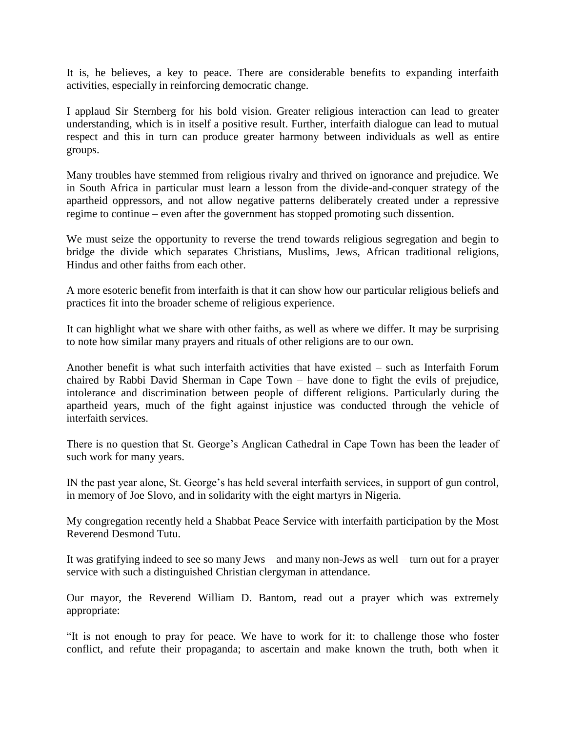It is, he believes, a key to peace. There are considerable benefits to expanding interfaith activities, especially in reinforcing democratic change.

I applaud Sir Sternberg for his bold vision. Greater religious interaction can lead to greater understanding, which is in itself a positive result. Further, interfaith dialogue can lead to mutual respect and this in turn can produce greater harmony between individuals as well as entire groups.

Many troubles have stemmed from religious rivalry and thrived on ignorance and prejudice. We in South Africa in particular must learn a lesson from the divide-and-conquer strategy of the apartheid oppressors, and not allow negative patterns deliberately created under a repressive regime to continue – even after the government has stopped promoting such dissention.

We must seize the opportunity to reverse the trend towards religious segregation and begin to bridge the divide which separates Christians, Muslims, Jews, African traditional religions, Hindus and other faiths from each other.

A more esoteric benefit from interfaith is that it can show how our particular religious beliefs and practices fit into the broader scheme of religious experience.

It can highlight what we share with other faiths, as well as where we differ. It may be surprising to note how similar many prayers and rituals of other religions are to our own.

Another benefit is what such interfaith activities that have existed – such as Interfaith Forum chaired by Rabbi David Sherman in Cape Town – have done to fight the evils of prejudice, intolerance and discrimination between people of different religions. Particularly during the apartheid years, much of the fight against injustice was conducted through the vehicle of interfaith services.

There is no question that St. George's Anglican Cathedral in Cape Town has been the leader of such work for many years.

IN the past year alone, St. George's has held several interfaith services, in support of gun control, in memory of Joe Slovo, and in solidarity with the eight martyrs in Nigeria.

My congregation recently held a Shabbat Peace Service with interfaith participation by the Most Reverend Desmond Tutu.

It was gratifying indeed to see so many Jews – and many non-Jews as well – turn out for a prayer service with such a distinguished Christian clergyman in attendance.

Our mayor, the Reverend William D. Bantom, read out a prayer which was extremely appropriate:

"It is not enough to pray for peace. We have to work for it: to challenge those who foster conflict, and refute their propaganda; to ascertain and make known the truth, both when it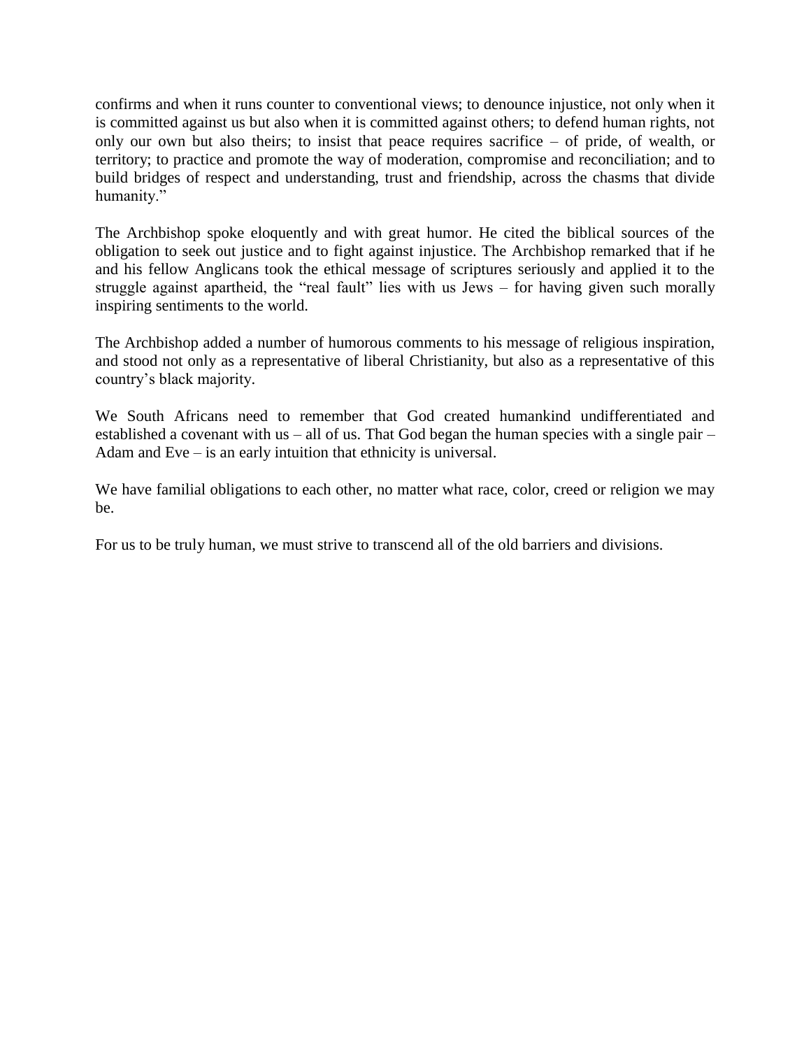confirms and when it runs counter to conventional views; to denounce injustice, not only when it is committed against us but also when it is committed against others; to defend human rights, not only our own but also theirs; to insist that peace requires sacrifice – of pride, of wealth, or territory; to practice and promote the way of moderation, compromise and reconciliation; and to build bridges of respect and understanding, trust and friendship, across the chasms that divide humanity."

The Archbishop spoke eloquently and with great humor. He cited the biblical sources of the obligation to seek out justice and to fight against injustice. The Archbishop remarked that if he and his fellow Anglicans took the ethical message of scriptures seriously and applied it to the struggle against apartheid, the "real fault" lies with us Jews – for having given such morally inspiring sentiments to the world.

The Archbishop added a number of humorous comments to his message of religious inspiration, and stood not only as a representative of liberal Christianity, but also as a representative of this country's black majority.

We South Africans need to remember that God created humankind undifferentiated and established a covenant with us – all of us. That God began the human species with a single pair – Adam and Eve – is an early intuition that ethnicity is universal.

We have familial obligations to each other, no matter what race, color, creed or religion we may be.

For us to be truly human, we must strive to transcend all of the old barriers and divisions.